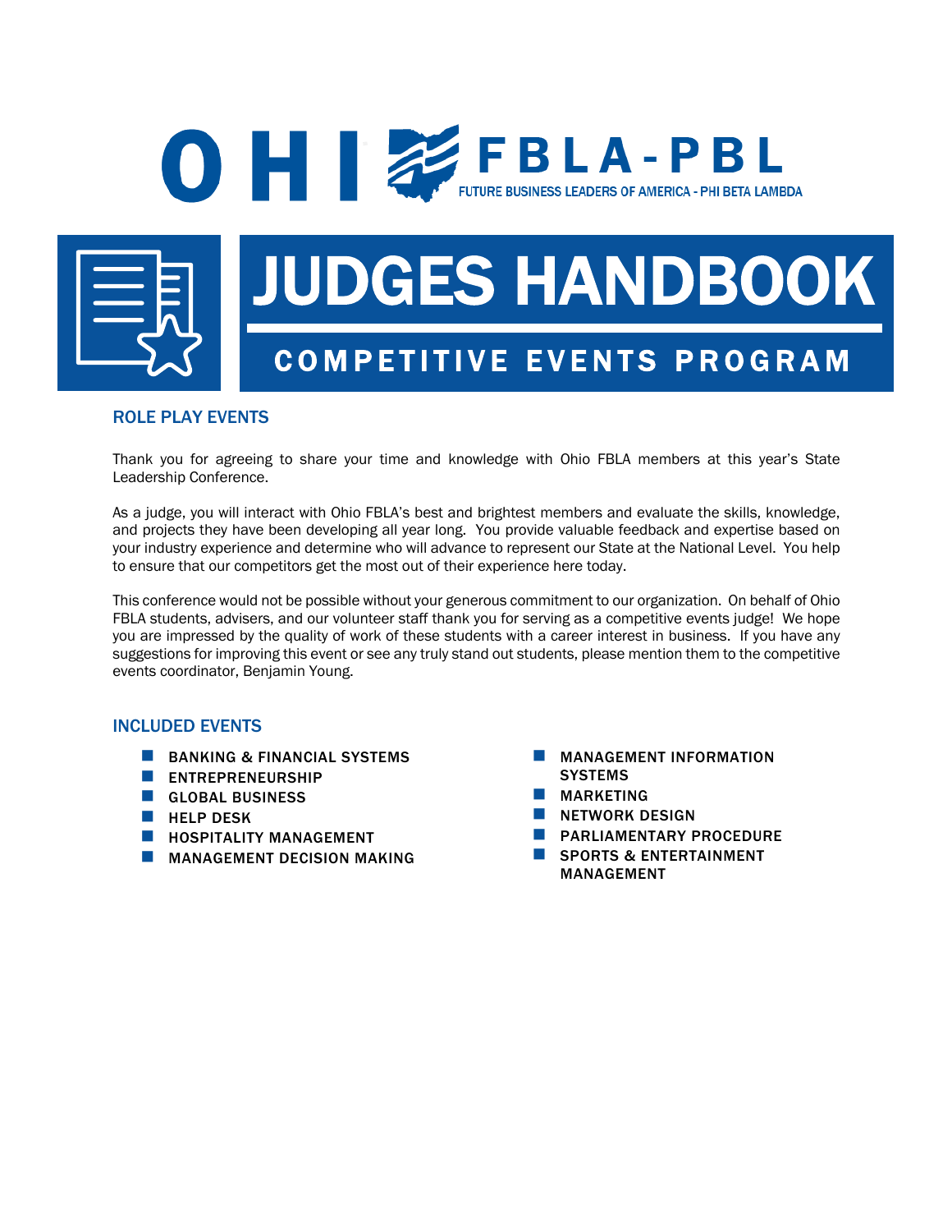# OHIO FBLA-PBL

FUTURE BUSINESS LEADERS OF AMERICA - PHI BETA LAMBDA

# JUDGES HANDBOOK

## COMPETITIVE EVENTS PROGRAM

### ROLE PLAY EVENTS

Thank you for agreeing to share your time and knowledge with Ohio FBLA members at this year's State Leadership Conference.

As a judge, you will interact with Ohio FBLA's best and brightest members and evaluate the skills, knowledge, and projects they have been developing all year long. You provide valuable feedback and expertise based on your industry experience and determine who will advance to represent our State at the National Level. You help to ensure that our competitors get the most out of their experience here today.

This conference would not be possible without your generous commitment to our organization. On behalf of Ohio FBLA students, advisers, and our volunteer staff thank you for serving as a competitive events judge! We hope you are impressed by the quality of work of these students with a career interest in business. If you have any suggestions for improving this event or see any truly stand out students, please mention them to the competitive events coordinator, Benjamin Young.

### INCLUDED EVENTS

- BANKING & FINANCIAL SYSTEMS
- ENTREPRENEURSHIP
- GLOBAL BUSINESS
- HELP DESK
- HOSPITALITY MANAGEMENT
- MANAGEMENT DECISION MAKING
- MANAGEMENT INFORMATION SYSTEMS
- MARKETING
- NETWORK DESIGN
- PARLIAMENTARY PROCEDURE
- SPORTS & ENTERTAINMENT MANAGEMENT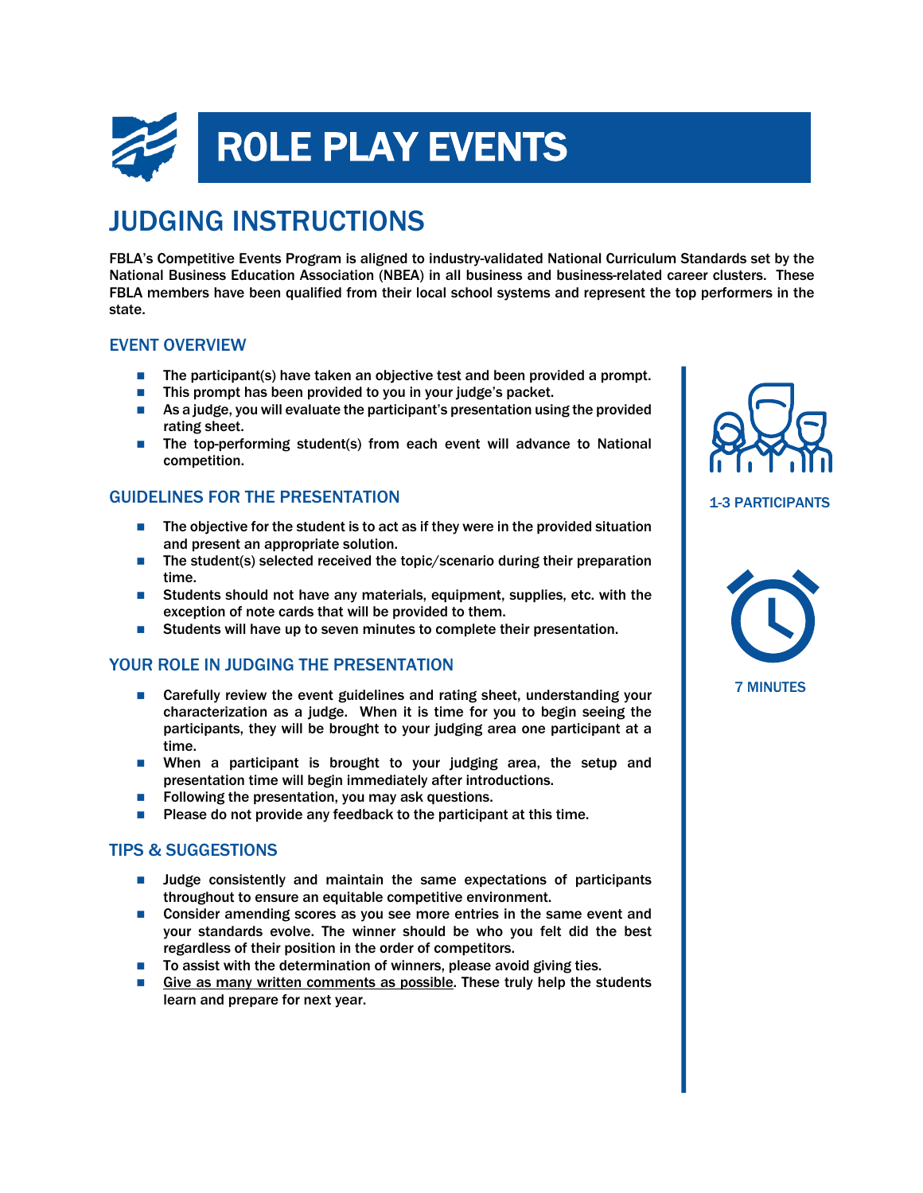# ROLE PLAY EVENTS

## JUDGING INSTRUCTIONS

FBLA's Competitive Events Program is aligned to industry-validated National Curriculum Standards set by the National Business Education Association (NBEA) in all business and business-related career clusters. These FBLA members have been qualified from their local school systems and represent the top performers in the state.

### EVENT OVERVIEW

- The participant(s) have taken an objective test and been provided a prompt.
- This prompt has been provided to you in your judge's packet.
- As a judge, you will evaluate the participant's presentation using the provided rating sheet.
- The top-performing student(s) from each event will advance to National competition.

### GUIDELINES FOR THE PRESENTATION

- The objective for the student is to act as if they were in the provided situation and present an appropriate solution.
- The student(s) selected received the topic/scenario during their preparation time.
- Students should not have any materials, equipment, supplies, etc. with the exception of note cards that will be provided to them.
- Students will have up to seven minutes to complete their presentation.

### YOUR ROLE IN JUDGING THE PRESENTATION

- Carefully review the event guidelines and rating sheet, understanding your characterization as a judge. When it is time for you to begin seeing the participants, they will be brought to your judging area one participant at a time.
- When a participant is brought to your judging area, the setup and presentation time will begin immediately after introductions.
- Following the presentation, you may ask questions.
- Please do not provide any feedback to the participant at this time.

### TIPS & SUGGESTIONS

- Judge consistently and maintain the same expectations of participants throughout to ensure an equitable competitive environment.
- Consider amending scores as you see more entries in the same event and your standards evolve. The winner should be who you felt did the best regardless of their position in the order of competitors.
- To assist with the determination of winners, please avoid giving ties.
- Give as many written comments as possible. These truly help the students learn and prepare for next year.

1-3 PARTICIPANTS

7 MINUTES